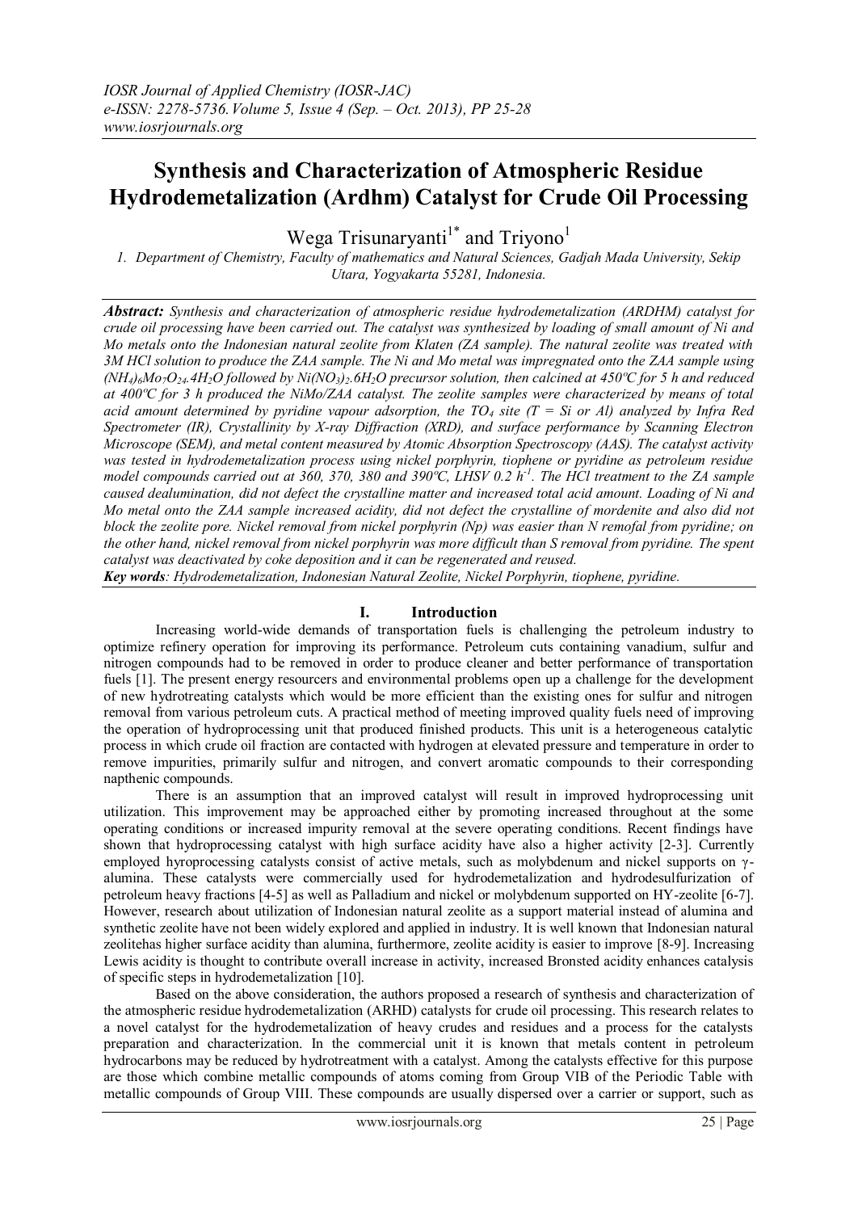# Synthesis and Characterization of Atmospheric Residue Hydrodemetalization (Ardhm) Catalyst for Crude Oil Processing

Wega Trisunaryanti[1*] and Triyono[1]

*1. Department of Chemistry, Faculty of mathematics and Natural Sciences, Gadjah Mada University, Sekip Utara, Yogyakarta 55281, Indonesia.*

***Abstract:*** *Synthesis and characterization of atmospheric residue hydrodemetalization (ARDHM) catalyst for crude oil processing have been carried out. The catalyst was synthesized by loading of small amount of Ni and Mo metals onto the Indonesian natural zeolite from Klaten (ZA sample). The natural zeolite was treated with 3M HCl solution to produce the ZAA sample. The Ni and Mo metal was impregnated onto the ZAA sample using $(NH_4)_6Mo_7O_{24}.4H_2O$ followed by $Ni(NO_3)_2.6H_2O$ precursor solution, then calcined at 450ºC for 5 h and reduced at 400ºC for 3 h produced the NiMo/ZAA catalyst. The zeolite samples were characterized by means of total acid amount determined by pyridine vapour adsorption, the $TO_4$ site (T = Si or Al) analyzed by Infra Red Spectrometer (IR), Crystallinity by X-ray Diffraction (XRD), and surface performance by Scanning Electron Microscope (SEM), and metal content measured by Atomic Absorption Spectroscopy (AAS). The catalyst activity was tested in hydrodemetalization process using nickel porphyrin, tiophene or pyridine as petroleum residue model compounds carried out at 360, 370, 380 and 390ºC, LHSV 0.2 $h^{-1}$. The HCl treatment to the ZA sample caused dealumination, did not defect the crystalline matter and increased total acid amount. Loading of Ni and Mo metal onto the ZAA sample increased acidity, did not defect the crystalline of mordenite and also did not block the zeolite pore. Nickel removal from nickel porphyrin (Np) was easier than N remofal from pyridine; on the other hand, nickel removal from nickel porphyrin was more difficult than S removal from pyridine. The spent catalyst was deactivated by coke deposition and it can be regenerated and reused.*

***Key words****: Hydrodemetalization, Indonesian Natural Zeolite, Nickel Porphyrin, tiophene, pyridine.*

## I. Introduction

Increasing world-wide demands of transportation fuels is challenging the petroleum industry to optimize refinery operation for improving its performance. Petroleum cuts containing vanadium, sulfur and nitrogen compounds had to be removed in order to produce cleaner and better performance of transportation fuels [1]. The present energy resourcers and environmental problems open up a challenge for the development of new hydrotreating catalysts which would be more efficient than the existing ones for sulfur and nitrogen removal from various petroleum cuts. A practical method of meeting improved quality fuels need of improving the operation of hydroprocessing unit that produced finished products. This unit is a heterogeneous catalytic process in which crude oil fraction are contacted with hydrogen at elevated pressure and temperature in order to remove impurities, primarily sulfur and nitrogen, and convert aromatic compounds to their corresponding napthenic compounds.

There is an assumption that an improved catalyst will result in improved hydroprocessing unit utilization. This improvement may be approached either by promoting increased throughout at the some operating conditions or increased impurity removal at the severe operating conditions. Recent findings have shown that hydroprocessing catalyst with high surface acidity have also a higher activity [2-3]. Currently employed hyroprocessing catalysts consist of active metals, such as molybdenum and nickel supports on γ-alumina. These catalysts were commercially used for hydrodemetalization and hydrodesulfurization of petroleum heavy fractions [4-5] as well as Palladium and nickel or molybdenum supported on HY-zeolite [6-7]. However, research about utilization of Indonesian natural zeolite as a support material instead of alumina and synthetic zeolite have not been widely explored and applied in industry. It is well known that Indonesian natural zeolitehas higher surface acidity than alumina, furthermore, zeolite acidity is easier to improve [8-9]. Increasing Lewis acidity is thought to contribute overall increase in activity, increased Bronsted acidity enhances catalysis of specific steps in hydrodemetalization [10].

Based on the above consideration, the authors proposed a research of synthesis and characterization of the atmospheric residue hydrodemetalization (ARHD) catalysts for crude oil processing. This research relates to a novel catalyst for the hydrodemetalization of heavy crudes and residues and a process for the catalysts preparation and characterization. In the commercial unit it is known that metals content in petroleum hydrocarbons may be reduced by hydrotreatment with a catalyst. Among the catalysts effective for this purpose are those which combine metallic compounds of atoms coming from Group VIB of the Periodic Table with metallic compounds of Group VIII. These compounds are usually dispersed over a carrier or support, such as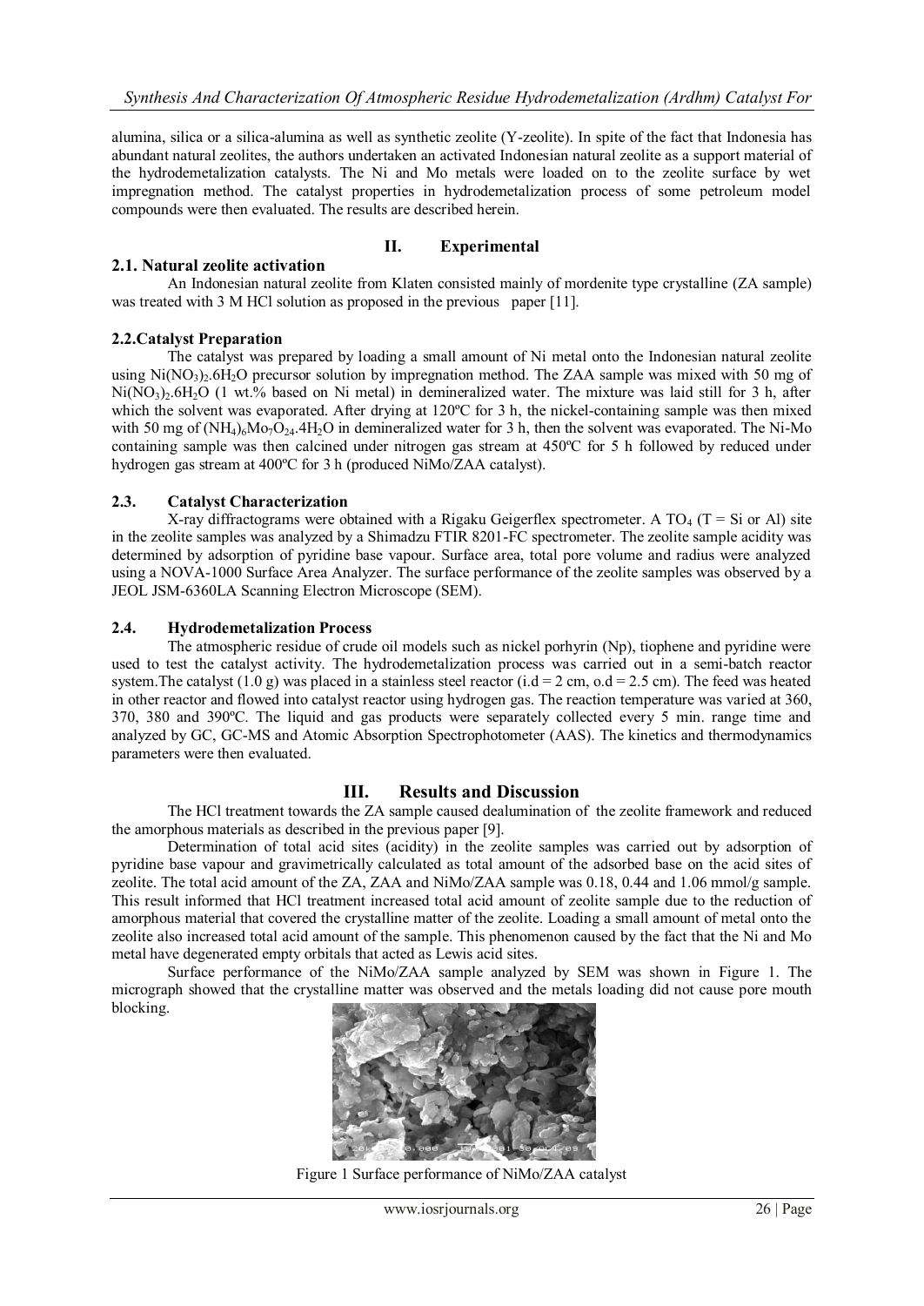alumina, silica or a silica-alumina as well as synthetic zeolite (Y-zeolite). In spite of the fact that Indonesia has abundant natural zeolites, the authors undertaken an activated Indonesian natural zeolite as a support material of the hydrodemetalization catalysts. The Ni and Mo metals were loaded on to the zeolite surface by wet impregnation method. The catalyst properties in hydrodemetalization process of some petroleum model compounds were then evaluated. The results are described herein.

## II. Experimental

### 2.1. Natural zeolite activation

An Indonesian natural zeolite from Klaten consisted mainly of mordenite type crystalline (ZA sample) was treated with 3 M HCl solution as proposed in the previous paper [11].

### 2.2. Catalyst Preparation

The catalyst was prepared by loading a small amount of Ni metal onto the Indonesian natural zeolite using $Ni(NO_3)_2.6H_2O$ precursor solution by impregnation method. The ZAA sample was mixed with 50 mg of $Ni(NO_3)_2.6H_2O$ (1 wt.% based on Ni metal) in demineralized water. The mixture was laid still for 3 h, after which the solvent was evaporated. After drying at 120ºC for 3 h, the nickel-containing sample was then mixed with 50 mg of $(NH_4)_6Mo_7O_{24}.4H_2O$ in demineralized water for 3 h, then the solvent was evaporated. The Ni-Mo containing sample was then calcined under nitrogen gas stream at 450ºC for 5 h followed by reduced under hydrogen gas stream at 400ºC for 3 h (produced NiMo/ZAA catalyst).

### 2.3. Catalyst Characterization

X-ray diffractograms were obtained with a Rigaku Geigerflex spectrometer. A $TO_4$ (T = Si or Al) site in the zeolite samples was analyzed by a Shimadzu FTIR 8201-FC spectrometer. The zeolite sample acidity was determined by adsorption of pyridine base vapour. Surface area, total pore volume and radius were analyzed using a NOVA-1000 Surface Area Analyzer. The surface performance of the zeolite samples was observed by a JEOL JSM-6360LA Scanning Electron Microscope (SEM).

### 2.4. Hydrodemetalization Process

The atmospheric residue of crude oil models such as nickel porhyrin (Np), tiophene and pyridine were used to test the catalyst activity. The hydrodemetalization process was carried out in a semi-batch reactor system. The catalyst (1.0 g) was placed in a stainless steel reactor (i.d = 2 cm, o.d = 2.5 cm). The feed was heated in other reactor and flowed into catalyst reactor using hydrogen gas. The reaction temperature was varied at 360, 370, 380 and 390ºC. The liquid and gas products were separately collected every 5 min. range time and analyzed by GC, GC-MS and Atomic Absorption Spectrophotometer (AAS). The kinetics and thermodynamics parameters were then evaluated.

## III. Results and Discussion

The HCl treatment towards the ZA sample caused dealumination of the zeolite framework and reduced the amorphous materials as described in the previous paper [9].

Determination of total acid sites (acidity) in the zeolite samples was carried out by adsorption of pyridine base vapour and gravimetrically calculated as total amount of the adsorbed base on the acid sites of zeolite. The total acid amount of the ZA, ZAA and NiMo/ZAA sample was 0.18, 0.44 and 1.06 mmol/g sample. This result informed that HCl treatment increased total acid amount of zeolite sample due to the reduction of amorphous material that covered the crystalline matter of the zeolite. Loading a small amount of metal onto the zeolite also increased total acid amount of the sample. This phenomenon caused by the fact that the Ni and Mo metal have degenerated empty orbitals that acted as Lewis acid sites.

Surface performance of the NiMo/ZAA sample analyzed by SEM was shown in Figure 1. The micrograph showed that the crystalline matter was observed and the metals loading did not cause pore mouth blocking.

Figure 1 Surface performance of NiMo/ZAA catalyst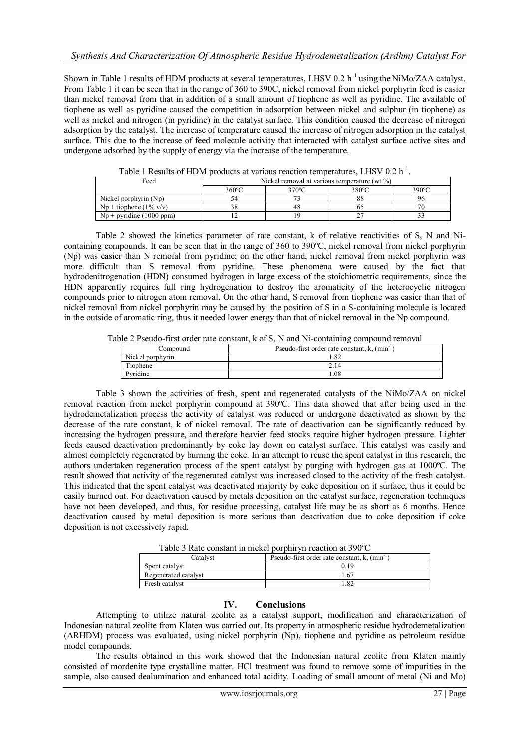Shown in Table 1 results of HDM products at several temperatures, LHSV 0.2 $h^{-1}$ using the NiMo/ZAA catalyst. From Table 1 it can be seen that in the range of 360 to 390C, nickel removal from nickel porphyrin feed is easier than nickel removal from that in addition of a small amount of tiophene as well as pyridine. The available of tiophene as well as pyridine caused the competition in adsorption between nickel and sulphur (in tiophene) as well as nickel and nitrogen (in pyridine) in the catalyst surface. This condition caused the decrease of nitrogen adsorption by the catalyst. The increase of temperature caused the increase of nitrogen adsorption in the catalyst surface. This due to the increase of feed molecule activity that interacted with catalyst surface active sites and undergone adsorbed by the supply of energy via the increase of the temperature.

Table 1 Results of HDM products at various reaction temperatures, LHSV 0.2 $h^{-1}$.

| Feed | Nickel removal at various temperature (wt.%) | | | |
|---|---|---|---|---|
| | 360ºC | 370ºC | 380ºC | 390ºC |
| Nickel porphyrin (Np) | 54 | 73 | 88 | 96 |
| Np + tiophene (1% v/v) | 38 | 48 | 65 | 70 |
| Np + pyridine (1000 ppm) | 12 | 19 | 27 | 33 |

Table 2 showed the kinetics parameter of rate constant, k of relative reactivities of S, N and Ni-containing compounds. It can be seen that in the range of 360 to 390ºC, nickel removal from nickel porphyrin (Np) was easier than N remofal from pyridine; on the other hand, nickel removal from nickel porphyrin was more difficult than S removal from pyridine. These phenomena were caused by the fact that hydrodenitrogenation (HDN) consumed hydrogen in large excess of the stoichiometric requirements, since the HDN apparently requires full ring hydrogenation to destroy the aromaticity of the heterocyclic nitrogen compounds prior to nitrogen atom removal. On the other hand, S removal from tiophene was easier than that of nickel removal from nickel porphyrin may be caused by the position of S in a S-containing molecule is located in the outside of aromatic ring, thus it needed lower energy than that of nickel removal in the Np compound.

Table 2 Pseudo-first order rate constant, k of S, N and Ni-containing compound removal

| Compound | Pseudo-first order rate constant, k, ($min^{-1}$) |
|---|---|
| Nickel porphyrin | 1.82 |
| Tiophene | 2.14 |
| Pyridine | 1.08 |

Table 3 shown the activities of fresh, spent and regenerated catalysts of the NiMo/ZAA on nickel removal reaction from nickel porphyrin compound at 390ºC. This data showed that after being used in the hydrodemetalization process the activity of catalyst was reduced or undergone deactivated as shown by the decrease of the rate constant, k of nickel removal. The rate of deactivation can be significantly reduced by increasing the hydrogen pressure, and therefore heavier feed stocks require higher hydrogen pressure. Lighter feeds caused deactivation predominantly by coke lay down on catalyst surface. This catalyst was easily and almost completely regenerated by burning the coke. In an attempt to reuse the spent catalyst in this research, the authors undertaken regeneration process of the spent catalyst by purging with hydrogen gas at 1000ºC. The result showed that activity of the regenerated catalyst was increased closed to the activity of the fresh catalyst. This indicated that the spent catalyst was deactivated majority by coke deposition on it surface, thus it could be easily burned out. For deactivation caused by metals deposition on the catalyst surface, regeneration techniques have not been developed, and thus, for residue processing, catalyst life may be as short as 6 months. Hence deactivation caused by metal deposition is more serious than deactivation due to coke deposition if coke deposition is not excessively rapid.

Table 3 Rate constant in nickel porphiryn reaction at 390ºC

| Catalyst | Pseudo-first order rate constant, k, ($min^{-1}$) |
|---|---|
| Spent catalyst | 0.19 |
| Regenerated catalyst | 1.67 |
| Fresh catalyst | 1.82 |

## IV. Conclusions

Attempting to utilize natural zeolite as a catalyst support, modification and characterization of Indonesian natural zeolite from Klaten was carried out. Its property in atmospheric residue hydrodemetalization (ARHDM) process was evaluated, using nickel porphyrin (Np), tiophene and pyridine as petroleum residue model compounds.

The results obtained in this work showed that the Indonesian natural zeolite from Klaten mainly consisted of mordenite type crystalline matter. HCl treatment was found to remove some of impurities in the sample, also caused dealumination and enhanced total acidity. Loading of small amount of metal (Ni and Mo)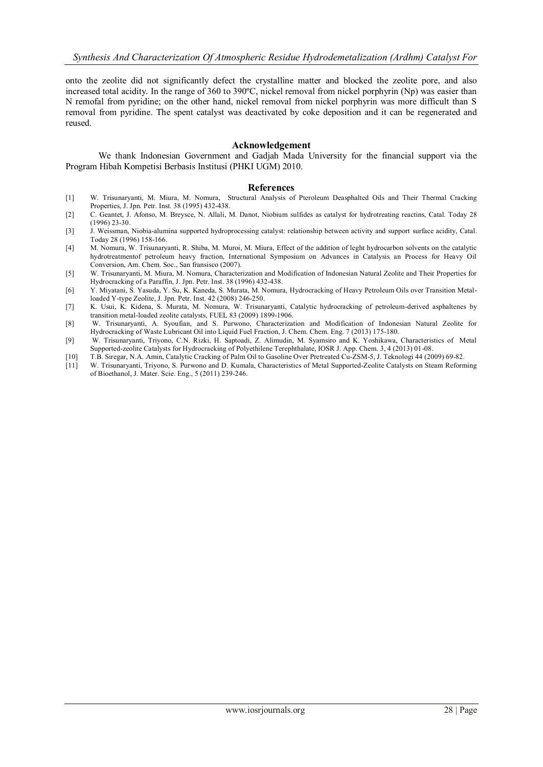onto the zeolite did not significantly defect the crystalline matter and blocked the zeolite pore, and also increased total acidity. In the range of 360 to 390ºC, nickel removal from nickel porphyrin (Np) was easier than N remofal from pyridine; on the other hand, nickel removal from nickel porphyrin was more difficult than S removal from pyridine. The spent catalyst was deactivated by coke deposition and it can be regenerated and reused.

## Acknowledgement

We thank Indonesian Government and Gadjah Mada University for the financial support via the Program Hibah Kompetisi Berbasis Institusi (PHKI UGM) 2010.

## References

[1] W. Trisunaryanti, M. Miura, M. Nomura, Structural Analysis of Pteroleum Deasphalted Oils and Their Thermal Cracking Properties, J. Jpn. Petr. Inst. 38 (1995) 432-438.

[2] C. Geantet, J. Afonso, M. Breysce, N. Allali, M. Danot, Niobium sulfides as catalyst for hydrotreating reactins, Catal. Today 28 (1996) 23-30.

[3] J. Weissman, Niobia-alumina supported hydroprocessing catalyst: relationship between activity and support surface acidity, Catal. Today 28 (1996) 158-166.

[4] M. Nomura, W. Trisunaryanti, R. Shiba, M. Muroi, M. Miura, Effect of the addition of leght hydrocarbon solvents on the catalytic hydrotreatmentof petroleum heavy fraction, International Symposium on Advances in Catalysis an Process for Heavy Oil Conversion, Am. Chem. Soc., San fransisco (2007).

[5] W. Trisunaryanti, M. Miura, M. Nomura, Characterization and Modification of Indonesian Natural Zeolite and Their Properties for Hydrocracking of a Paraffin, J. Jpn. Petr. Inst. 38 (1996) 432-438.

[6] Y. Miyatani, S. Yasuda, Y. Su, K. Kaneda, S. Murata, M. Nomura, Hydrocracking of Heavy Petroleum Oils over Transition Metal-loaded Y-type Zeolite, J. Jpn. Petr. Inst. 42 (2008) 246-250.

[7] K. Usui, K. Kidena, S. Murata, M. Nomura, W. Trisunaryanti, Catalytic hydrocracking of petroleum-derived asphaltenes by transition metal-loaded zeolite catalysts, FUEL 83 (2009) 1899-1906.

[8] W. Trisunaryanti, A. Syoufian, and S. Purwono, Characterization and Modification of Indonesian Natural Zeolite for Hydrocracking of Waste Lubricant Oil into Liquid Fuel Fraction, J. Chem. Chem. Eng. 7 (2013) 175-180.

[9] W. Trisunaryanti, Triyono, C.N. Rizki, H. Saptoadi, Z. Alimudin, M. Syamsiro and K. Yoshikawa, Characteristics of Metal Supported-zeolite Catalysts for Hydrocracking of Polyethilene Terephthalate, IOSR J. App. Chem. 3, 4 (2013) 01-08.

[10] T.B. Siregar, N.A. Amin, Catalytic Cracking of Palm Oil to Gasoline Over Pretreated Cu-ZSM-5, J. Teknologi 44 (2009) 69-82.

[11] W. Trisunaryanti, Triyono, S. Purwono and D. Kumala, Characteristics of Metal Supported-Zeolite Catalysts on Steam Reforming of Bioethanol, J. Mater. Scie. Eng., 5 (2011) 239-246.